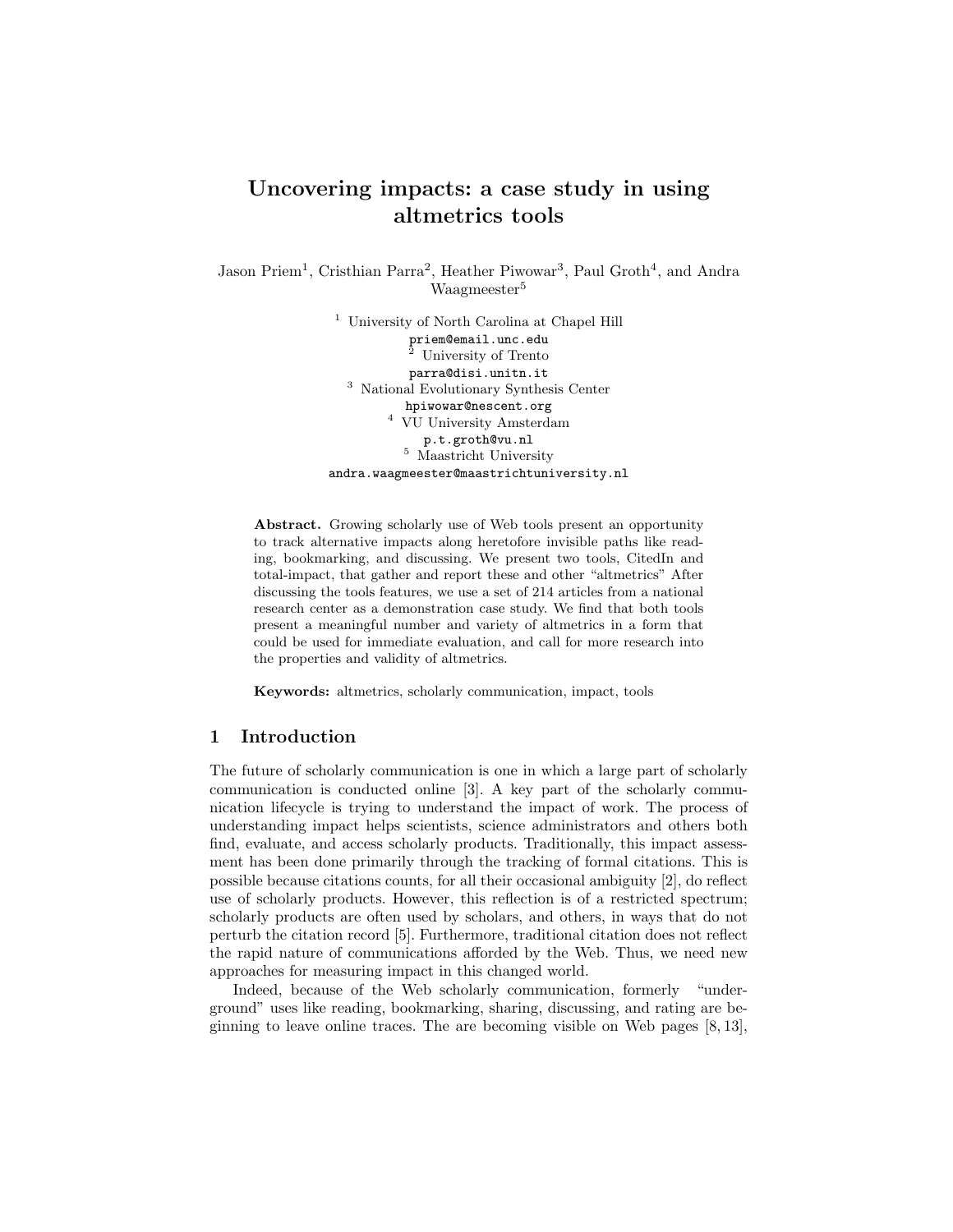# Uncovering impacts: a case study in using altmetrics tools

Jason Priem[1], Cristhian Parra[2], Heather Piwowar[3], Paul Groth[4], and Andra Waagmeester[5]

[1] University of North Carolina at Chapel Hill
priem@email.unc.edu
[2] University of Trento
parra@disi.unitn.it
[3] National Evolutionary Synthesis Center
hpiwowar@nescent.org
[4] VU University Amsterdam
p.t.groth@vu.nl
[5] Maastricht University
andra.waagmeester@maastrichtuniversity.nl

**Abstract.** Growing scholarly use of Web tools present an opportunity to track alternative impacts along heretofore invisible paths like reading, bookmarking, and discussing. We present two tools, CitedIn and total-impact, that gather and report these and other "altmetrics" After discussing the tools features, we use a set of 214 articles from a national research center as a demonstration case study. We find that both tools present a meaningful number and variety of altmetrics in a form that could be used for immediate evaluation, and call for more research into the properties and validity of altmetrics.

**Keywords:** altmetrics, scholarly communication, impact, tools

## 1 Introduction

The future of scholarly communication is one in which a large part of scholarly communication is conducted online [3]. A key part of the scholarly communication lifecycle is trying to understand the impact of work. The process of understanding impact helps scientists, science administrators and others both find, evaluate, and access scholarly products. Traditionally, this impact assessment has been done primarily through the tracking of formal citations. This is possible because citations counts, for all their occasional ambiguity [2], do reflect use of scholarly products. However, this reflection is of a restricted spectrum; scholarly products are often used by scholars, and others, in ways that do not perturb the citation record [5]. Furthermore, traditional citation does not reflect the rapid nature of communications afforded by the Web. Thus, we need new approaches for measuring impact in this changed world.

Indeed, because of the Web scholarly communication, formerly "underground" uses like reading, bookmarking, sharing, discussing, and rating are beginning to leave online traces. The are becoming visible on Web pages [8, 13],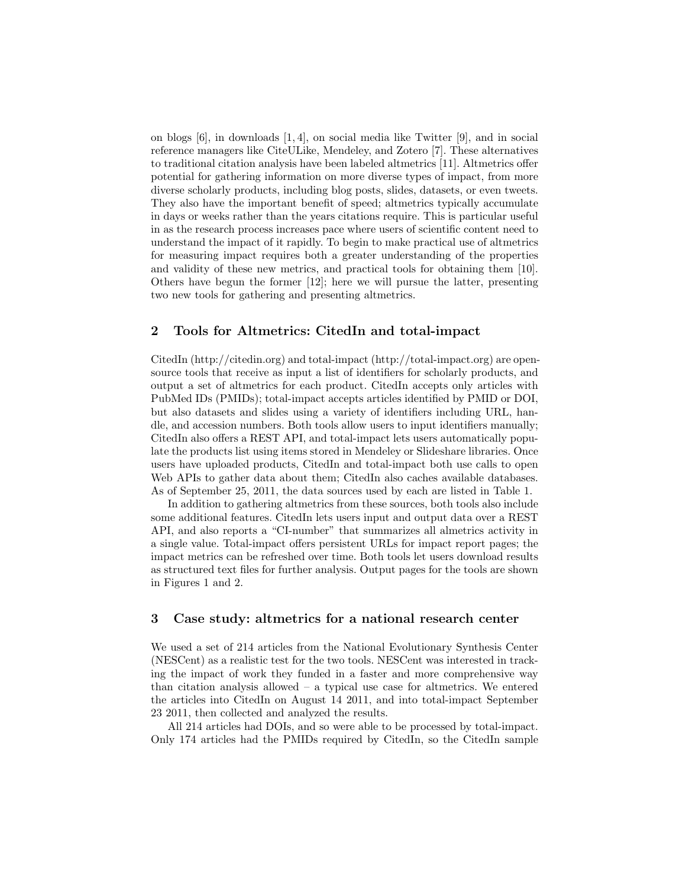on blogs [6], in downloads [1, 4], on social media like Twitter [9], and in social reference managers like CiteULike, Mendeley, and Zotero [7]. These alternatives to traditional citation analysis have been labeled altmetrics [11]. Altmetrics offer potential for gathering information on more diverse types of impact, from more diverse scholarly products, including blog posts, slides, datasets, or even tweets. They also have the important benefit of speed; altmetrics typically accumulate in days or weeks rather than the years citations require. This is particular useful in as the research process increases pace where users of scientific content need to understand the impact of it rapidly. To begin to make practical use of altmetrics for measuring impact requires both a greater understanding of the properties and validity of these new metrics, and practical tools for obtaining them [10]. Others have begun the former [12]; here we will pursue the latter, presenting two new tools for gathering and presenting altmetrics.

## 2 Tools for Altmetrics: CitedIn and total-impact

CitedIn (http://citedin.org) and total-impact (http://total-impact.org) are open-source tools that receive as input a list of identifiers for scholarly products, and output a set of altmetrics for each product. CitedIn accepts only articles with PubMed IDs (PMIDs); total-impact accepts articles identified by PMID or DOI, but also datasets and slides using a variety of identifiers including URL, handle, and accession numbers. Both tools allow users to input identifiers manually; CitedIn also offers a REST API, and total-impact lets users automatically populate the products list using items stored in Mendeley or Slideshare libraries. Once users have uploaded products, CitedIn and total-impact both use calls to open Web APIs to gather data about them; CitedIn also caches available databases. As of September 25, 2011, the data sources used by each are listed in Table 1.

In addition to gathering altmetrics from these sources, both tools also include some additional features. CitedIn lets users input and output data over a REST API, and also reports a "CI-number" that summarizes all almetrics activity in a single value. Total-impact offers persistent URLs for impact report pages; the impact metrics can be refreshed over time. Both tools let users download results as structured text files for further analysis. Output pages for the tools are shown in Figures 1 and 2.

## 3 Case study: altmetrics for a national research center

We used a set of 214 articles from the National Evolutionary Synthesis Center (NESCent) as a realistic test for the two tools. NESCent was interested in tracking the impact of work they funded in a faster and more comprehensive way than citation analysis allowed – a typical use case for altmetrics. We entered the articles into CitedIn on August 14 2011, and into total-impact September 23 2011, then collected and analyzed the results.

All 214 articles had DOIs, and so were able to be processed by total-impact. Only 174 articles had the PMIDs required by CitedIn, so the CitedIn sample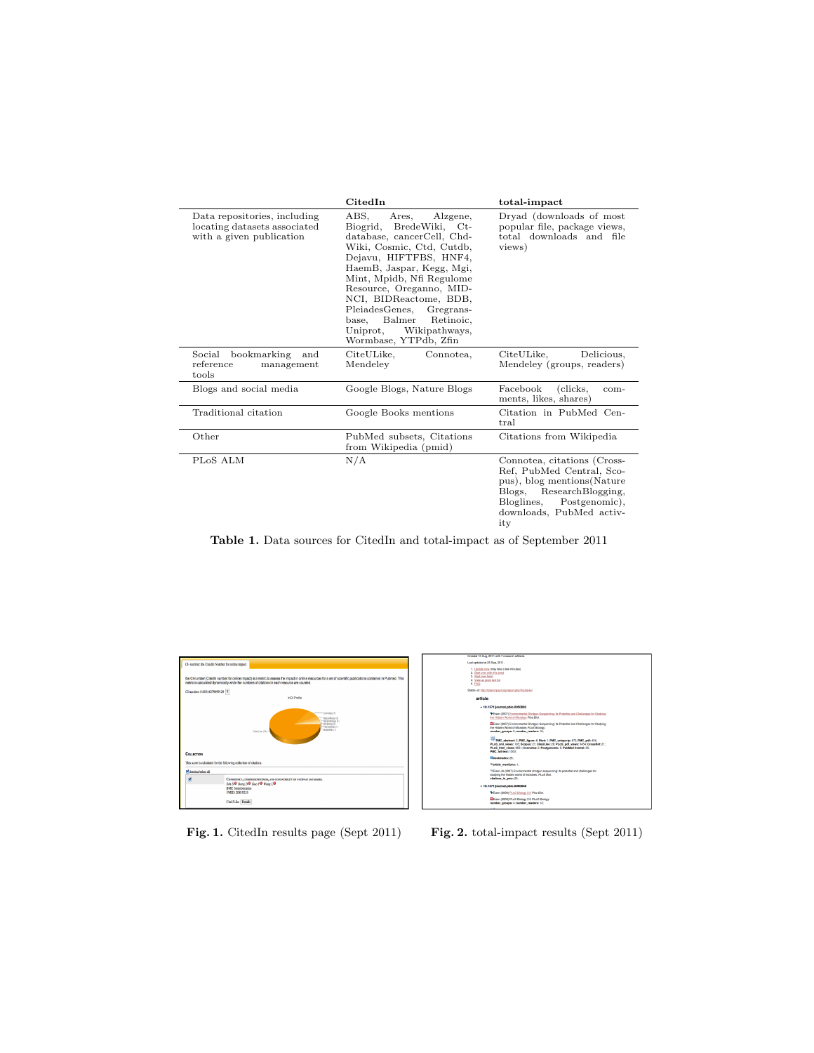| | CitedIn | total-impact |
|---|---|---|
| Data repositories, including locating datasets associated with a given publication | ABS, Ares, Alzgene, Biogrid, BredeWiki, Ct-database, cancerCell, Chd-Wiki, Cosmic, Ctd, Cutdb, Dejavu, HIFTFBS, HNF4, HaemB, Jaspar, Kegg, Mgi, Mint, Mpidb, Nfi Regulome Resource, Oreganno, MID-NCI, BIDReactome, BDB, PleiadesGenes, Gregrans-base, Balmer Retinoic, Uniprot, Wikipathways, Wormbase, YTPdb, Zfin | Dryad (downloads of most popular file, package views, total downloads and file views) |
| Social bookmarking and reference management tools | CiteULike, Connotea, Mendeley | CiteULike, Delicious, Mendeley (groups, readers) |
| Blogs and social media | Google Blogs, Nature Blogs | Facebook (clicks, comments, likes, shares) |
| Traditional citation | Google Books mentions | Citation in PubMed Central |
| Other | PubMed subsets, Citations from Wikipedia (pmid) | Citations from Wikipedia |
| PLoS ALM | N/A | Connotea, citations (CrossRef, PubMed Central, Scopus), blog mentions(Nature Blogs, ResearchBlogging, Bloglines, Postgenomic), downloads, PubMed activity |

**Table 1.** Data sources for CitedIn and total-impact as of September 2011

**Fig. 1.** CitedIn results page (Sept 2011)

**Fig. 2.** total-impact results (Sept 2011)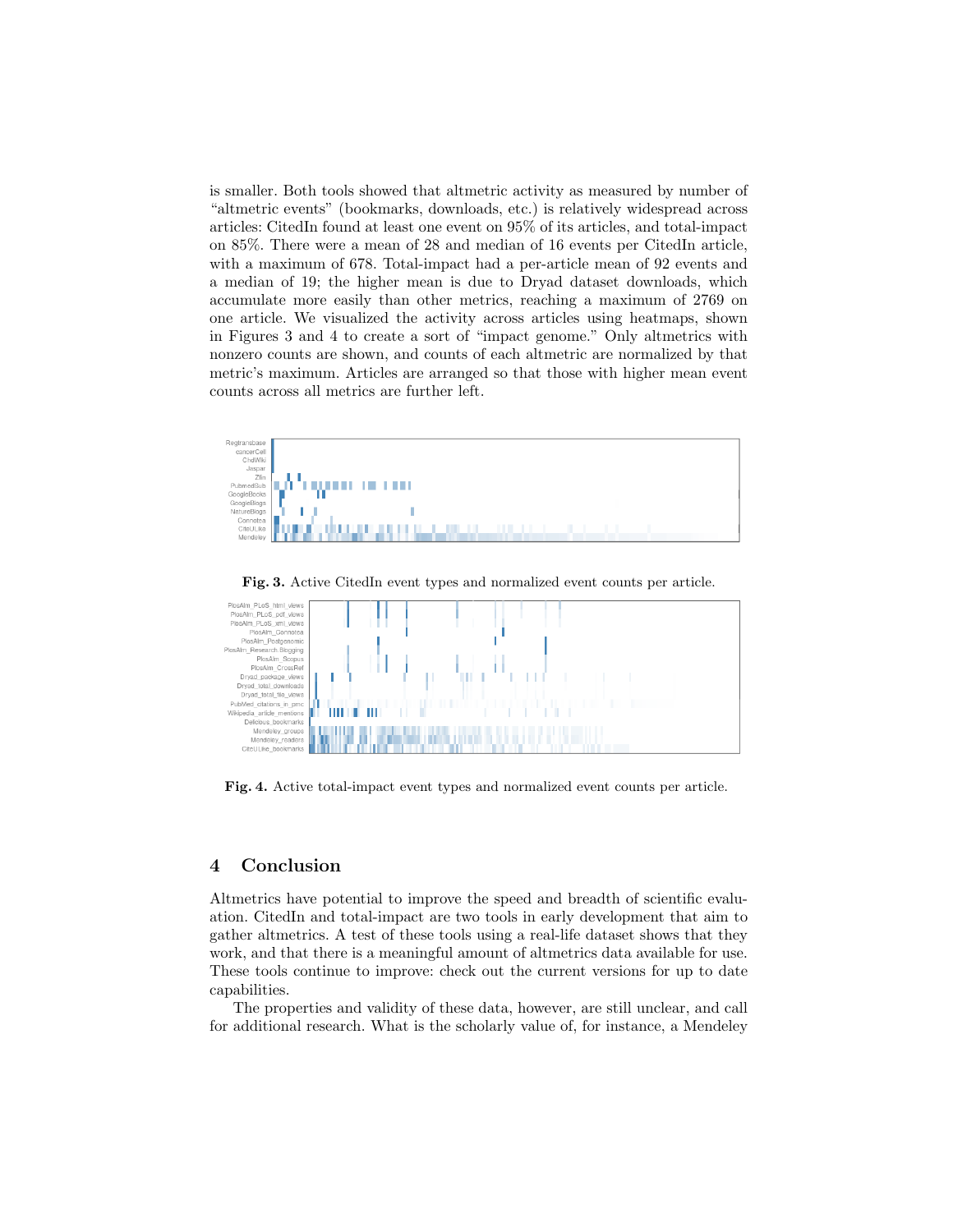is smaller. Both tools showed that altmetric activity as measured by number of "altmetric events" (bookmarks, downloads, etc.) is relatively widespread across articles: CitedIn found at least one event on 95% of its articles, and total-impact on 85%. There were a mean of 28 and median of 16 events per CitedIn article, with a maximum of 678. Total-impact had a per-article mean of 92 events and a median of 19; the higher mean is due to Dryad dataset downloads, which accumulate more easily than other metrics, reaching a maximum of 2769 on one article. We visualized the activity across articles using heatmaps, shown in Figures 3 and 4 to create a sort of "impact genome." Only altmetrics with nonzero counts are shown, and counts of each altmetric are normalized by that metric's maximum. Articles are arranged so that those with higher mean event counts across all metrics are further left.

**Fig. 3.** Active CitedIn event types and normalized event counts per article.

**Fig. 4.** Active total-impact event types and normalized event counts per article.

## 4 Conclusion

Altmetrics have potential to improve the speed and breadth of scientific evaluation. CitedIn and total-impact are two tools in early development that aim to gather altmetrics. A test of these tools using a real-life dataset shows that they work, and that there is a meaningful amount of altmetrics data available for use. These tools continue to improve: check out the current versions for up to date capabilities.

The properties and validity of these data, however, are still unclear, and call for additional research. What is the scholarly value of, for instance, a Mendeley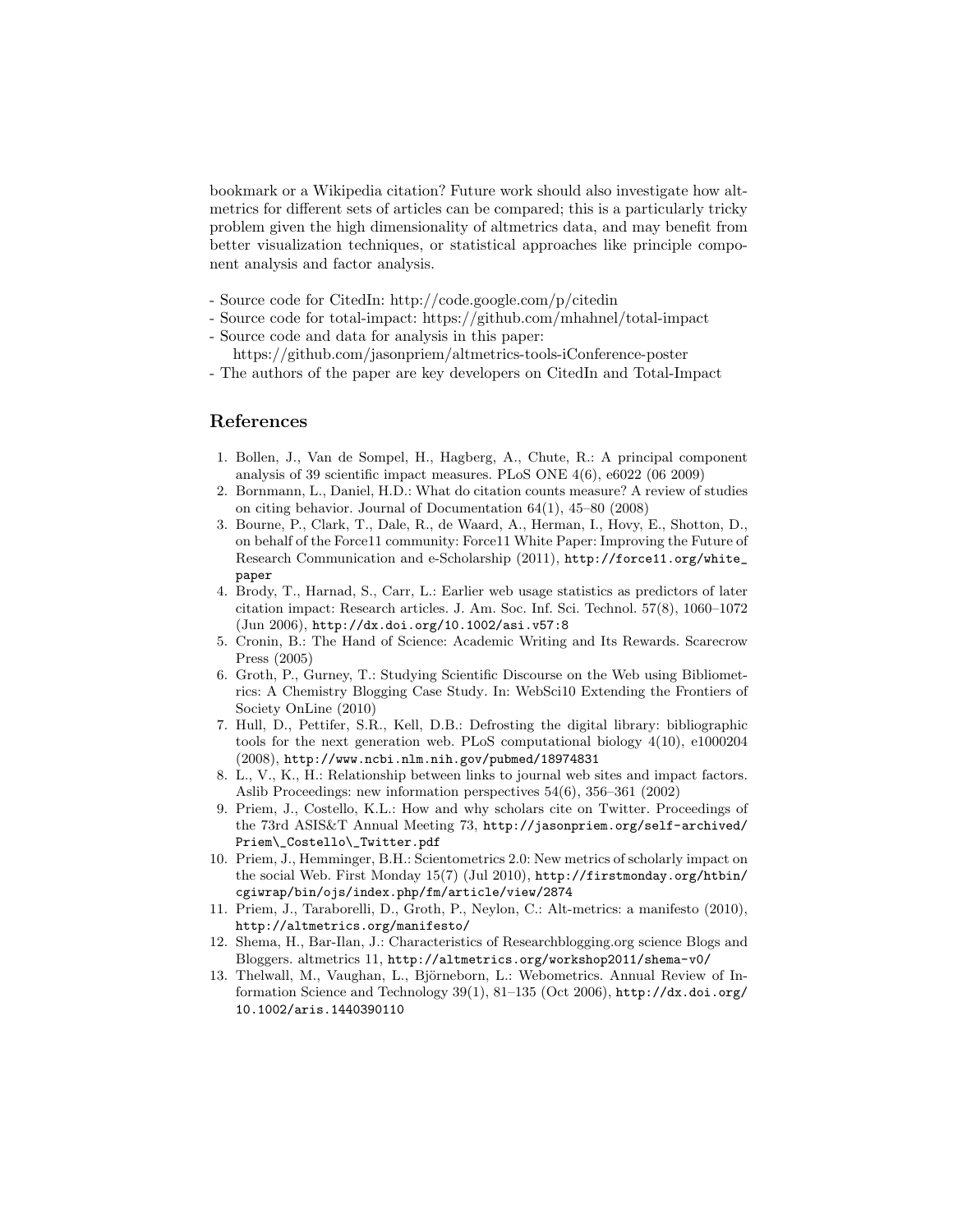bookmark or a Wikipedia citation? Future work should also investigate how altmetrics for different sets of articles can be compared; this is a particularly tricky problem given the high dimensionality of altmetrics data, and may benefit from better visualization techniques, or statistical approaches like principle component analysis and factor analysis.

- Source code for CitedIn: http://code.google.com/p/citedin
- Source code for total-impact: https://github.com/mhahnel/total-impact
- Source code and data for analysis in this paper:
  https://github.com/jasonpriem/altmetrics-tools-iConference-poster
- The authors of the paper are key developers on CitedIn and Total-Impact

## References

1. Bollen, J., Van de Sompel, H., Hagberg, A., Chute, R.: A principal component analysis of 39 scientific impact measures. PLoS ONE 4(6), e6022 (06 2009)
2. Bornmann, L., Daniel, H.D.: What do citation counts measure? A review of studies on citing behavior. Journal of Documentation 64(1), 45–80 (2008)
3. Bourne, P., Clark, T., Dale, R., de Waard, A., Herman, I., Hovy, E., Shotton, D., on behalf of the Force11 community: Force11 White Paper: Improving the Future of Research Communication and e-Scholarship (2011), http://force11.org/white_paper
4. Brody, T., Harnad, S., Carr, L.: Earlier web usage statistics as predictors of later citation impact: Research articles. J. Am. Soc. Inf. Sci. Technol. 57(8), 1060–1072 (Jun 2006), http://dx.doi.org/10.1002/asi.v57:8
5. Cronin, B.: The Hand of Science: Academic Writing and Its Rewards. Scarecrow Press (2005)
6. Groth, P., Gurney, T.: Studying Scientific Discourse on the Web using Bibliometrics: A Chemistry Blogging Case Study. In: WebSci10 Extending the Frontiers of Society OnLine (2010)
7. Hull, D., Pettifer, S.R., Kell, D.B.: Defrosting the digital library: bibliographic tools for the next generation web. PLoS computational biology 4(10), e1000204 (2008), http://www.ncbi.nlm.nih.gov/pubmed/18974831
8. L., V., K., H.: Relationship between links to journal web sites and impact factors. Aslib Proceedings: new information perspectives 54(6), 356–361 (2002)
9. Priem, J., Costello, K.L.: How and why scholars cite on Twitter. Proceedings of the 73rd ASIS&T Annual Meeting 73, http://jasonpriem.org/self-archived/Priem\_Costello\_Twitter.pdf
10. Priem, J., Hemminger, B.H.: Scientometrics 2.0: New metrics of scholarly impact on the social Web. First Monday 15(7) (Jul 2010), http://firstmonday.org/htbin/cgiwrap/bin/ojs/index.php/fm/article/view/2874
11. Priem, J., Taraborelli, D., Groth, P., Neylon, C.: Alt-metrics: a manifesto (2010), http://altmetrics.org/manifesto/
12. Shema, H., Bar-Ilan, J.: Characteristics of Researchblogging.org science Blogs and Bloggers. altmetrics 11, http://altmetrics.org/workshop2011/shema-v0/
13. Thelwall, M., Vaughan, L., Björneborn, L.: Webometrics. Annual Review of Information Science and Technology 39(1), 81–135 (Oct 2006), http://dx.doi.org/10.1002/aris.1440390110